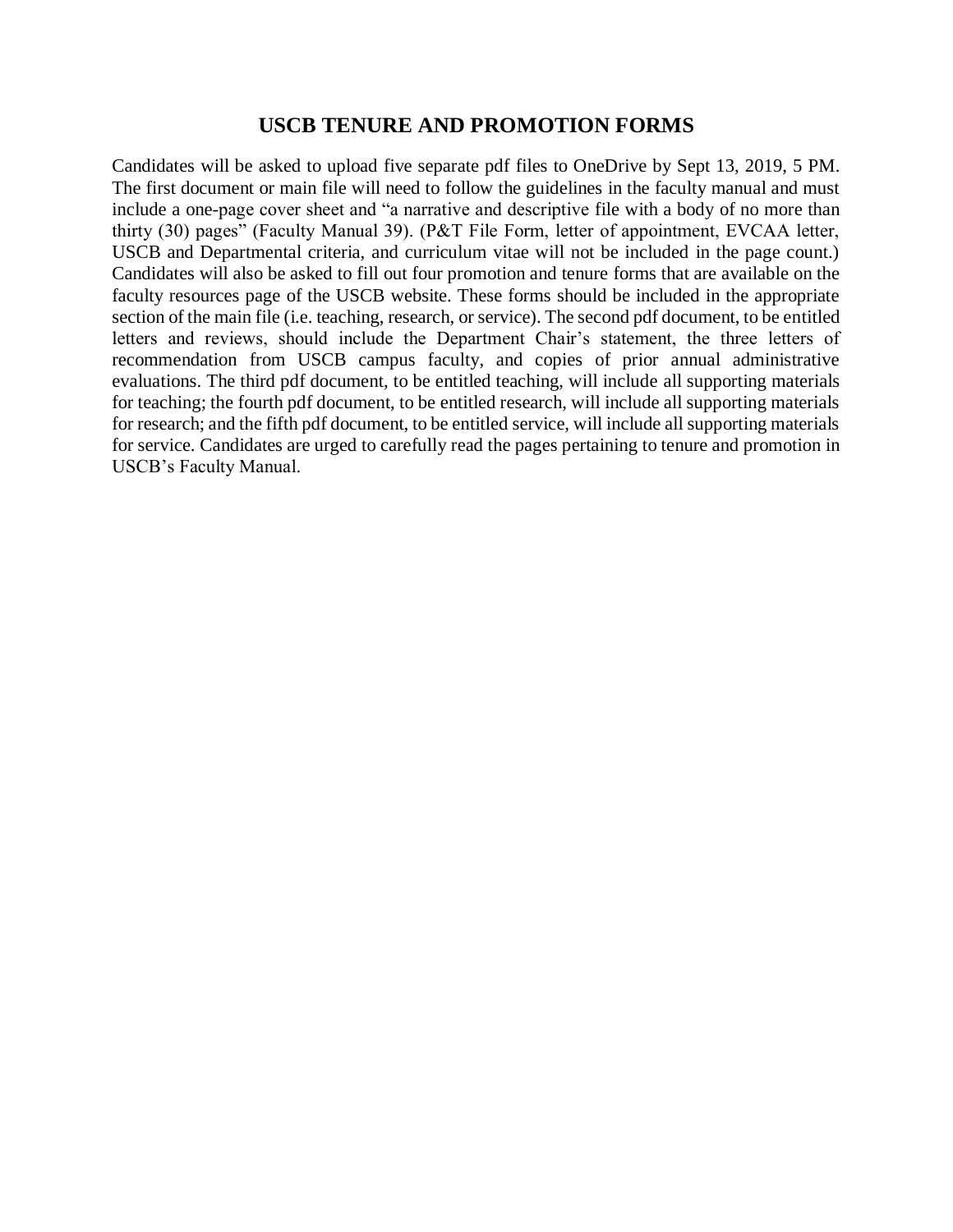# USCB TENURE AND PROMOTION FORMS

Candidates will be asked to upload five separate pdf files to OneDrive by Sept 13, 2019, 5 PM. The first document or main file will need to follow the guidelines in the faculty manual and must include a one-page cover sheet and "a narrative and descriptive file with a body of no more than thirty (30) pages" (Faculty Manual 39). (P&T File Form, letter of appointment, EVCAA letter, USCB and Departmental criteria, and curriculum vitae will not be included in the page count.) Candidates will also be asked to fill out four promotion and tenure forms that are available on the faculty resources page of the USCB website. These forms should be included in the appropriate section of the main file (i.e. teaching, research, or service). The second pdf document, to be entitled letters and reviews, should include the Department Chair's statement, the three letters of recommendation from USCB campus faculty, and copies of prior annual administrative evaluations. The third pdf document, to be entitled teaching, will include all supporting materials for teaching; the fourth pdf document, to be entitled research, will include all supporting materials for research; and the fifth pdf document, to be entitled service, will include all supporting materials for service. Candidates are urged to carefully read the pages pertaining to tenure and promotion in USCB's Faculty Manual.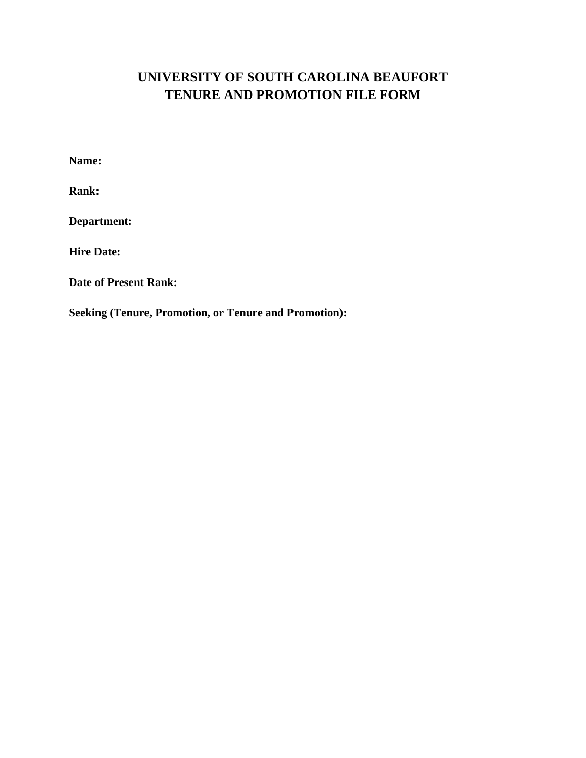# UNIVERSITY OF SOUTH CAROLINA BEAUFORT
# TENURE AND PROMOTION FILE FORM

**Name:**

**Rank:**

**Department:**

**Hire Date:**

**Date of Present Rank:**

**Seeking (Tenure, Promotion, or Tenure and Promotion):**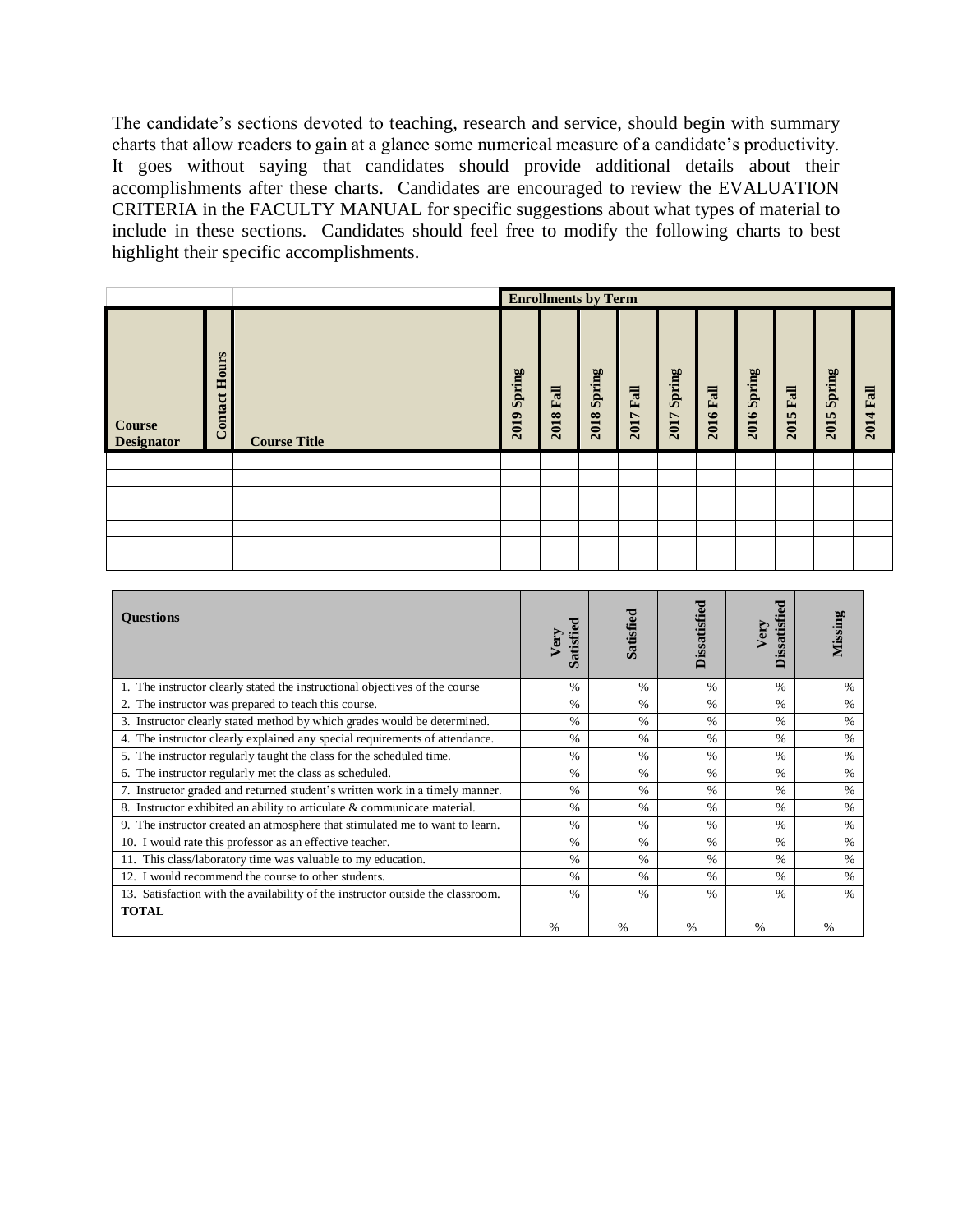The candidate's sections devoted to teaching, research and service, should begin with summary charts that allow readers to gain at a glance some numerical measure of a candidate's productivity. It goes without saying that candidates should provide additional details about their accomplishments after these charts. Candidates are encouraged to review the EVALUATION CRITERIA in the FACULTY MANUAL for specific suggestions about what types of material to include in these sections. Candidates should feel free to modify the following charts to best highlight their specific accomplishments.

| | | | Enrollments by Term | | | | | | | | | |
|---|---|---|---|---|---|---|---|---|---|---|---|---|
| **Course Designator** | **Contact Hours** | **Course Title** | **2019 Spring** | **2018 Fall** | **2018 Spring** | **2017 Fall** | **2017 Spring** | **2016 Fall** | **2016 Spring** | **2015 Fall** | **2015 Spring** | **2014 Fall** |
| | | | | | | | | | | | | |
| | | | | | | | | | | | | |
| | | | | | | | | | | | | |
| | | | | | | | | | | | | |
| | | | | | | | | | | | | |
| | | | | | | | | | | | | |
| | | | | | | | | | | | | |

| **Questions** | **Very Satisfied** | **Satisfied** | **Dissatisfied** | **Very Dissatisfied** | **Missing** |
|---|---|---|---|---|---|
| 1. The instructor clearly stated the instructional objectives of the course | % | % | % | % | % |
| 2. The instructor was prepared to teach this course. | % | % | % | % | % |
| 3. Instructor clearly stated method by which grades would be determined. | % | % | % | % | % |
| 4. The instructor clearly explained any special requirements of attendance. | % | % | % | % | % |
| 5. The instructor regularly taught the class for the scheduled time. | % | % | % | % | % |
| 6. The instructor regularly met the class as scheduled. | % | % | % | % | % |
| 7. Instructor graded and returned student's written work in a timely manner. | % | % | % | % | % |
| 8. Instructor exhibited an ability to articulate & communicate material. | % | % | % | % | % |
| 9. The instructor created an atmosphere that stimulated me to want to learn. | % | % | % | % | % |
| 10. I would rate this professor as an effective teacher. | % | % | % | % | % |
| 11. This class/laboratory time was valuable to my education. | % | % | % | % | % |
| 12. I would recommend the course to other students. | % | % | % | % | % |
| 13. Satisfaction with the availability of the instructor outside the classroom. | % | % | % | % | % |
| **TOTAL** | % | % | % | % | % |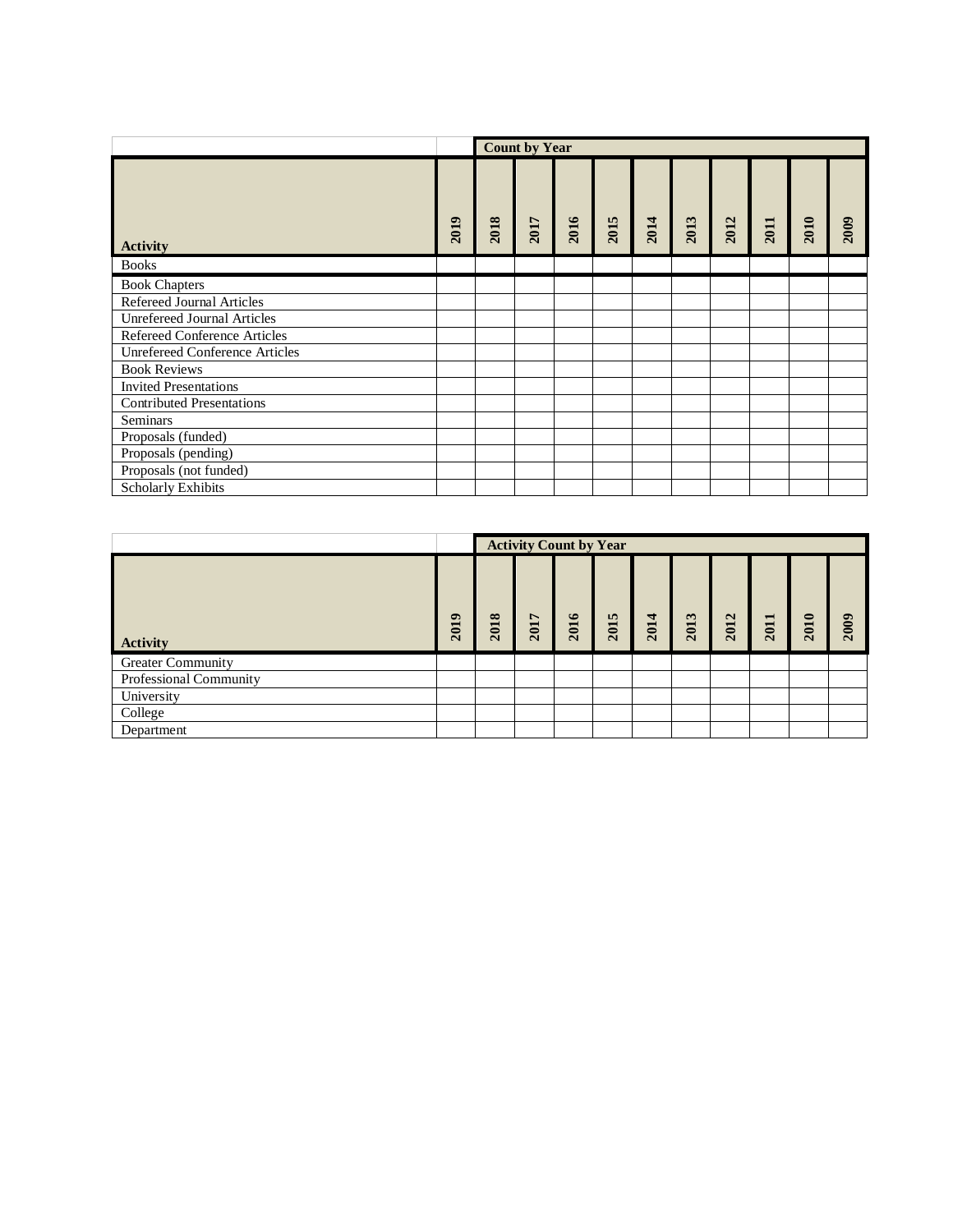| | | Count by Year | | | | | | | | | |
|---|---|---|---|---|---|---|---|---|---|---|---|
| Activity | 2019 | 2018 | 2017 | 2016 | 2015 | 2014 | 2013 | 2012 | 2011 | 2010 | 2009 |
| Books | | | | | | | | | | | |
| Book Chapters | | | | | | | | | | | |
| Refereed Journal Articles | | | | | | | | | | | |
| Unrefereed Journal Articles | | | | | | | | | | | |
| Refereed Conference Articles | | | | | | | | | | | |
| Unrefereed Conference Articles | | | | | | | | | | | |
| Book Reviews | | | | | | | | | | | |
| Invited Presentations | | | | | | | | | | | |
| Contributed Presentations | | | | | | | | | | | |
| Seminars | | | | | | | | | | | |
| Proposals (funded) | | | | | | | | | | | |
| Proposals (pending) | | | | | | | | | | | |
| Proposals (not funded) | | | | | | | | | | | |
| Scholarly Exhibits | | | | | | | | | | | |

| | | Activity Count by Year | | | | | | | | | |
|---|---|---|---|---|---|---|---|---|---|---|---|
| Activity | 2019 | 2018 | 2017 | 2016 | 2015 | 2014 | 2013 | 2012 | 2011 | 2010 | 2009 |
| Greater Community | | | | | | | | | | | |
| Professional Community | | | | | | | | | | | |
| University | | | | | | | | | | | |
| College | | | | | | | | | | | |
| Department | | | | | | | | | | | |